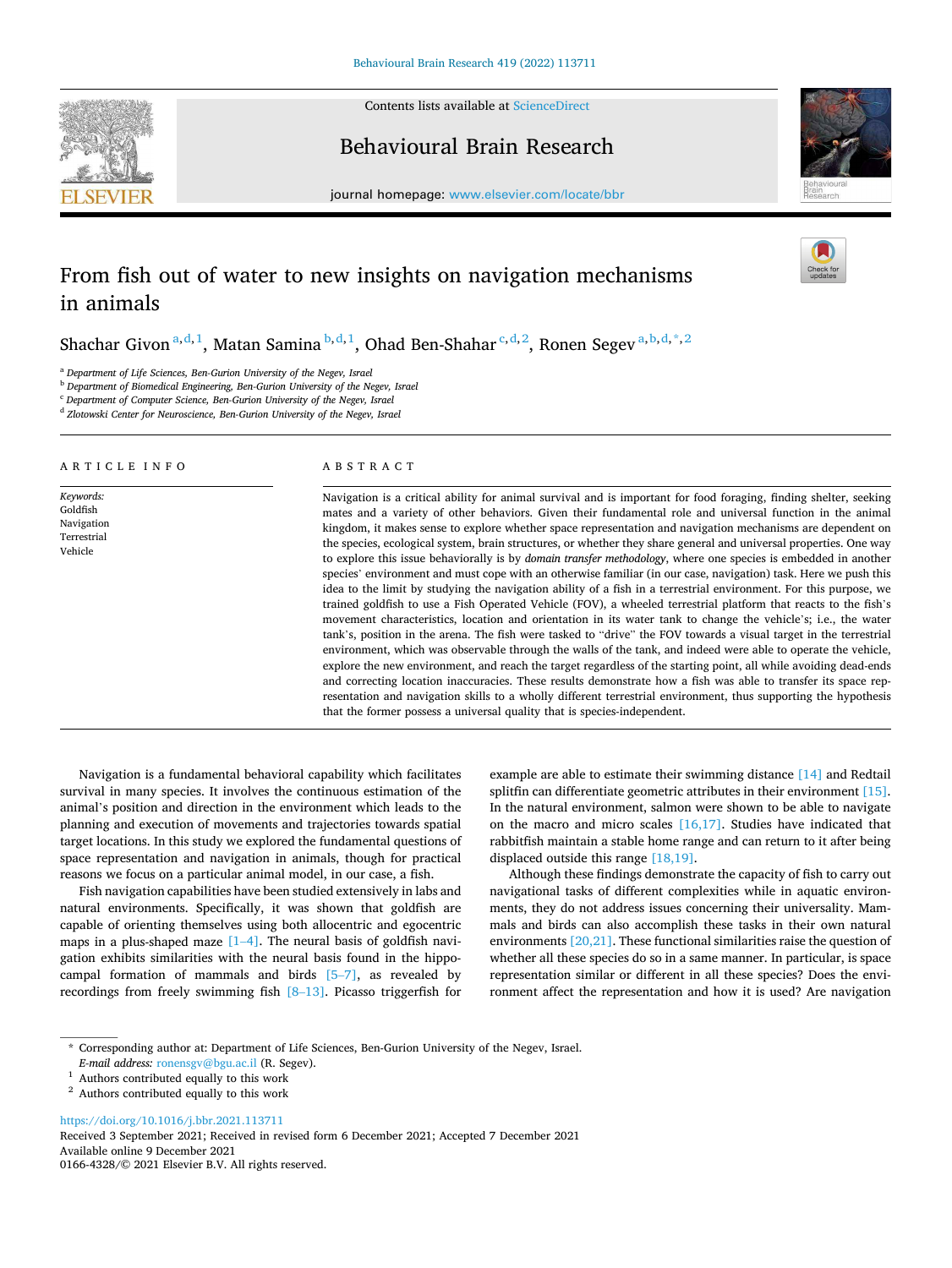# From fish out of water to new insights on navigation mechanisms in animals

Shachar Givon [a,d,1], Matan Samina [b,d,1], Ohad Ben-Shahar [c,d,2], Ronen Segev [a,b,d,*,2]

[a] Department of Life Sciences, Ben-Gurion University of the Negev, Israel
[b] Department of Biomedical Engineering, Ben-Gurion University of the Negev, Israel
[c] Department of Computer Science, Ben-Gurion University of the Negev, Israel
[d] Zlotowski Center for Neuroscience, Ben-Gurion University of the Negev, Israel

## ARTICLE INFO

*Keywords:*
Goldfish
Navigation
Terrestrial
Vehicle

## ABSTRACT

Navigation is a critical ability for animal survival and is important for food foraging, finding shelter, seeking mates and a variety of other behaviors. Given their fundamental role and universal function in the animal kingdom, it makes sense to explore whether space representation and navigation mechanisms are dependent on the species, ecological system, brain structures, or whether they share general and universal properties. One way to explore this issue behaviorally is by *domain transfer methodology*, where one species is embedded in another species' environment and must cope with an otherwise familiar (in our case, navigation) task. Here we push this idea to the limit by studying the navigation ability of a fish in a terrestrial environment. For this purpose, we trained goldfish to use a Fish Operated Vehicle (FOV), a wheeled terrestrial platform that reacts to the fish's movement characteristics, location and orientation in its water tank to change the vehicle's; i.e., the water tank's, position in the arena. The fish were tasked to "drive" the FOV towards a visual target in the terrestrial environment, which was observable through the walls of the tank, and indeed were able to operate the vehicle, explore the new environment, and reach the target regardless of the starting point, all while avoiding dead-ends and correcting location inaccuracies. These results demonstrate how a fish was able to transfer its space representation and navigation skills to a wholly different terrestrial environment, thus supporting the hypothesis that the former possess a universal quality that is species-independent.

Navigation is a fundamental behavioral capability which facilitates survival in many species. It involves the continuous estimation of the animal's position and direction in the environment which leads to the planning and execution of movements and trajectories towards spatial target locations. In this study we explored the fundamental questions of space representation and navigation in animals, though for practical reasons we focus on a particular animal model, in our case, a fish.

Fish navigation capabilities have been studied extensively in labs and natural environments. Specifically, it was shown that goldfish are capable of orienting themselves using both allocentric and egocentric maps in a plus-shaped maze [1–4]. The neural basis of goldfish navigation exhibits similarities with the neural basis found in the hippocampal formation of mammals and birds [5–7], as revealed by recordings from freely swimming fish [8–13]. Picasso triggerfish for example are able to estimate their swimming distance [14] and Redtail splitfin can differentiate geometric attributes in their environment [15]. In the natural environment, salmon were shown to be able to navigate on the macro and micro scales [16,17]. Studies have indicated that rabbitfish maintain a stable home range and can return to it after being displaced outside this range [18,19].

Although these findings demonstrate the capacity of fish to carry out navigational tasks of different complexities while in aquatic environments, they do not address issues concerning their universality. Mammals and birds can also accomplish these tasks in their own natural environments [20,21]. These functional similarities raise the question of whether all these species do so in a same manner. In particular, is space representation similar or different in all these species? Does the environment affect the representation and how it is used? Are navigation

\* Corresponding author at: Department of Life Sciences, Ben-Gurion University of the Negev, Israel.
*E-mail address:* ronensgv@bgu.ac.il (R. Segev).
[1] Authors contributed equally to this work
[2] Authors contributed equally to this work

https://doi.org/10.1016/j.bbr.2021.113711
Received 3 September 2021; Received in revised form 6 December 2021; Accepted 7 December 2021
Available online 9 December 2021
0166-4328/© 2021 Elsevier B.V. All rights reserved.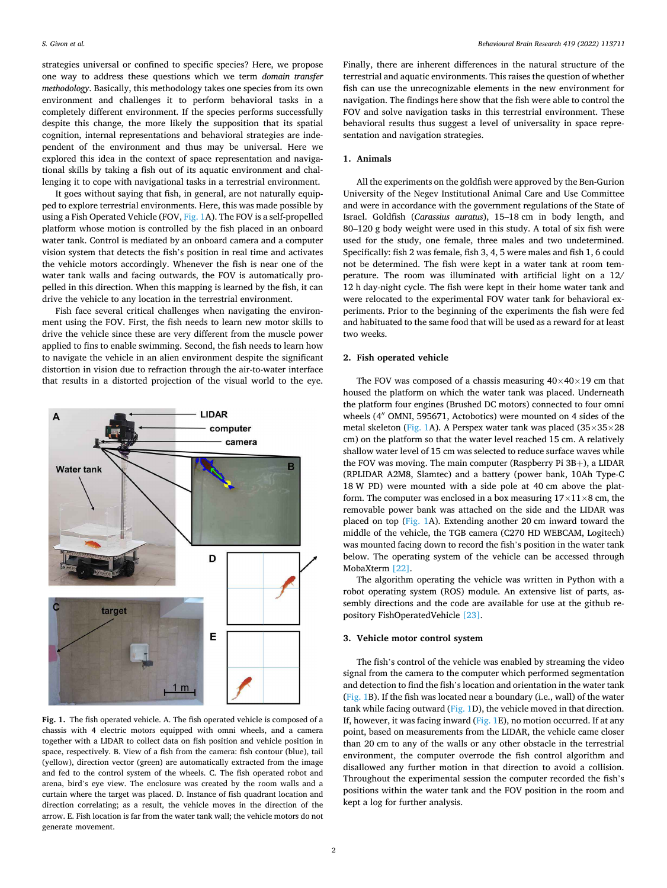strategies universal or confined to specific species? Here, we propose one way to address these questions which we term *domain transfer methodology*. Basically, this methodology takes one species from its own environment and challenges it to perform behavioral tasks in a completely different environment. If the species performs successfully despite this change, the more likely the supposition that its spatial cognition, internal representations and behavioral strategies are independent of the environment and thus may be universal. Here we explored this idea in the context of space representation and navigational skills by taking a fish out of its aquatic environment and challenging it to cope with navigational tasks in a terrestrial environment.

It goes without saying that fish, in general, are not naturally equipped to explore terrestrial environments. Here, this was made possible by using a Fish Operated Vehicle (FOV, Fig. 1A). The FOV is a self-propelled platform whose motion is controlled by the fish placed in an onboard water tank. Control is mediated by an onboard camera and a computer vision system that detects the fish's position in real time and activates the vehicle motors accordingly. Whenever the fish is near one of the water tank walls and facing outwards, the FOV is automatically propelled in this direction. When this mapping is learned by the fish, it can drive the vehicle to any location in the terrestrial environment.

Fish face several critical challenges when navigating the environment using the FOV. First, the fish needs to learn new motor skills to drive the vehicle since these are very different from the muscle power applied to fins to enable swimming. Second, the fish needs to learn how to navigate the vehicle in an alien environment despite the significant distortion in vision due to refraction through the air-to-water interface that results in a distorted projection of the visual world to the eye.

**Fig. 1.** The fish operated vehicle. A. The fish operated vehicle is composed of a chassis with 4 electric motors equipped with omni wheels, and a camera together with a LIDAR to collect data on fish position and vehicle position in space, respectively. B. View of a fish from the camera: fish contour (blue), tail (yellow), direction vector (green) are automatically extracted from the image and fed to the control system of the wheels. C. The fish operated robot and arena, bird's eye view. The enclosure was created by the room walls and a curtain where the target was placed. D. Instance of fish quadrant location and direction correlating; as a result, the vehicle moves in the direction of the arrow. E. Fish location is far from the water tank wall; the vehicle motors do not generate movement.

Finally, there are inherent differences in the natural structure of the terrestrial and aquatic environments. This raises the question of whether fish can use the unrecognizable elements in the new environment for navigation. The findings here show that the fish were able to control the FOV and solve navigation tasks in this terrestrial environment. These behavioral results thus suggest a level of universality in space representation and navigation strategies.

## 1. Animals

All the experiments on the goldfish were approved by the Ben-Gurion University of the Negev Institutional Animal Care and Use Committee and were in accordance with the government regulations of the State of Israel. Goldfish (*Carassius auratus*), 15–18 cm in body length, and 80–120 g body weight were used in this study. A total of six fish were used for the study, one female, three males and two undetermined. Specifically: fish 2 was female, fish 3, 4, 5 were males and fish 1, 6 could not be determined. The fish were kept in a water tank at room temperature. The room was illuminated with artificial light on a 12/12 h day-night cycle. The fish were kept in their home water tank and were relocated to the experimental FOV water tank for behavioral experiments. Prior to the beginning of the experiments the fish were fed and habituated to the same food that will be used as a reward for at least two weeks.

## 2. Fish operated vehicle

The FOV was composed of a chassis measuring 40×40×19 cm that housed the platform on which the water tank was placed. Underneath the platform four engines (Brushed DC motors) connected to four omni wheels (4″ OMNI, 595671, Actobotics) were mounted on 4 sides of the metal skeleton (Fig. 1A). A Perspex water tank was placed (35×35×28 cm) on the platform so that the water level reached 15 cm. A relatively shallow water level of 15 cm was selected to reduce surface waves while the FOV was moving. The main computer (Raspberry Pi 3B+), a LIDAR (RPLIDAR A2M8, Slamtec) and a battery (power bank, 10Ah Type-C 18 W PD) were mounted on a side pole at 40 cm above the platform. The computer was enclosed in a box measuring 17×11×8 cm, the removable power bank was attached on the side and the LIDAR was placed on top (Fig. 1A). Extending another 20 cm inward toward the middle of the vehicle, the TGB camera (C270 HD WEBCAM, Logitech) was mounted facing down to record the fish's position in the water tank below. The operating system of the vehicle can be accessed through MobaXterm [22].

The algorithm operating the vehicle was written in Python with a robot operating system (ROS) module. An extensive list of parts, assembly directions and the code are available for use at the github repository FishOperatedVehicle [23].

## 3. Vehicle motor control system

The fish's control of the vehicle was enabled by streaming the video signal from the camera to the computer which performed segmentation and detection to find the fish's location and orientation in the water tank (Fig. 1B). If the fish was located near a boundary (i.e., wall) of the water tank while facing outward (Fig. 1D), the vehicle moved in that direction. If, however, it was facing inward (Fig. 1E), no motion occurred. If at any point, based on measurements from the LIDAR, the vehicle came closer than 20 cm to any of the walls or any other obstacle in the terrestrial environment, the computer overrode the fish control algorithm and disallowed any further motion in that direction to avoid a collision. Throughout the experimental session the computer recorded the fish's positions within the water tank and the FOV position in the room and kept a log for further analysis.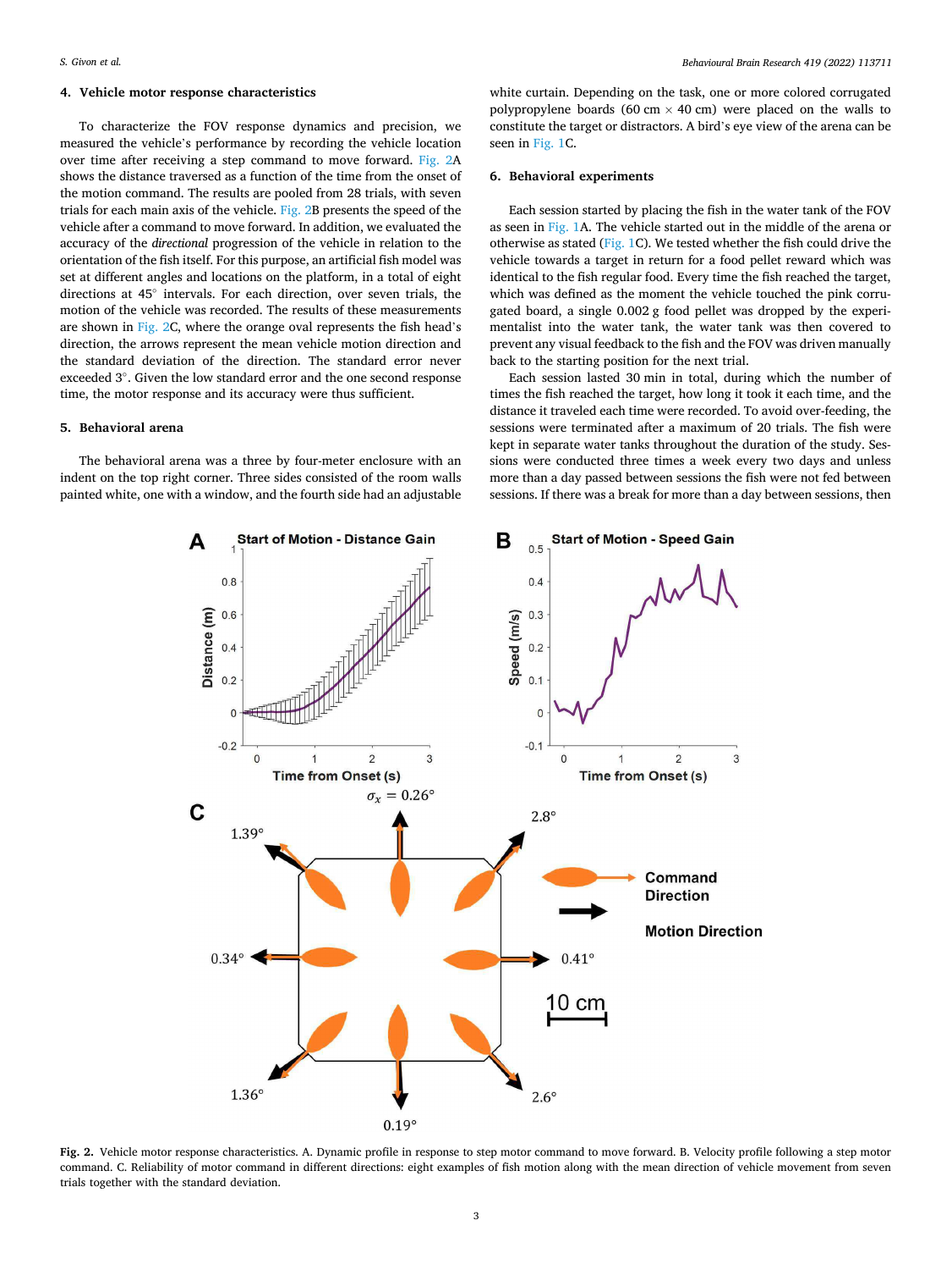## 4. Vehicle motor response characteristics

To characterize the FOV response dynamics and precision, we measured the vehicle's performance by recording the vehicle location over time after receiving a step command to move forward. Fig. 2A shows the distance traversed as a function of the time from the onset of the motion command. The results are pooled from 28 trials, with seven trials for each main axis of the vehicle. Fig. 2B presents the speed of the vehicle after a command to move forward. In addition, we evaluated the accuracy of the *directional* progression of the vehicle in relation to the orientation of the fish itself. For this purpose, an artificial fish model was set at different angles and locations on the platform, in a total of eight directions at 45° intervals. For each direction, over seven trials, the motion of the vehicle was recorded. The results of these measurements are shown in Fig. 2C, where the orange oval represents the fish head's direction, the arrows represent the mean vehicle motion direction and the standard deviation of the direction. The standard error never exceeded 3°. Given the low standard error and the one second response time, the motor response and its accuracy were thus sufficient.

## 5. Behavioral arena

The behavioral arena was a three by four-meter enclosure with an indent on the top right corner. Three sides consisted of the room walls painted white, one with a window, and the fourth side had an adjustable white curtain. Depending on the task, one or more colored corrugated polypropylene boards (60 cm × 40 cm) were placed on the walls to constitute the target or distractors. A bird's eye view of the arena can be seen in Fig. 1C.

## 6. Behavioral experiments

Each session started by placing the fish in the water tank of the FOV as seen in Fig. 1A. The vehicle started out in the middle of the arena or otherwise as stated (Fig. 1C). We tested whether the fish could drive the vehicle towards a target in return for a food pellet reward which was identical to the fish regular food. Every time the fish reached the target, which was defined as the moment the vehicle touched the pink corrugated board, a single 0.002 g food pellet was dropped by the experimentalist into the water tank, the water tank was then covered to prevent any visual feedback to the fish and the FOV was driven manually back to the starting position for the next trial.

Each session lasted 30 min in total, during which the number of times the fish reached the target, how long it took it each time, and the distance it traveled each time were recorded. To avoid over-feeding, the sessions were terminated after a maximum of 20 trials. The fish were kept in separate water tanks throughout the duration of the study. Sessions were conducted three times a week every two days and unless more than a day passed between sessions the fish were not fed between sessions. If there was a break for more than a day between sessions, then

Fig. 2. Vehicle motor response characteristics. A. Dynamic profile in response to step motor command to move forward. B. Velocity profile following a step motor command. C. Reliability of motor command in different directions: eight examples of fish motion along with the mean direction of vehicle movement from seven trials together with the standard deviation.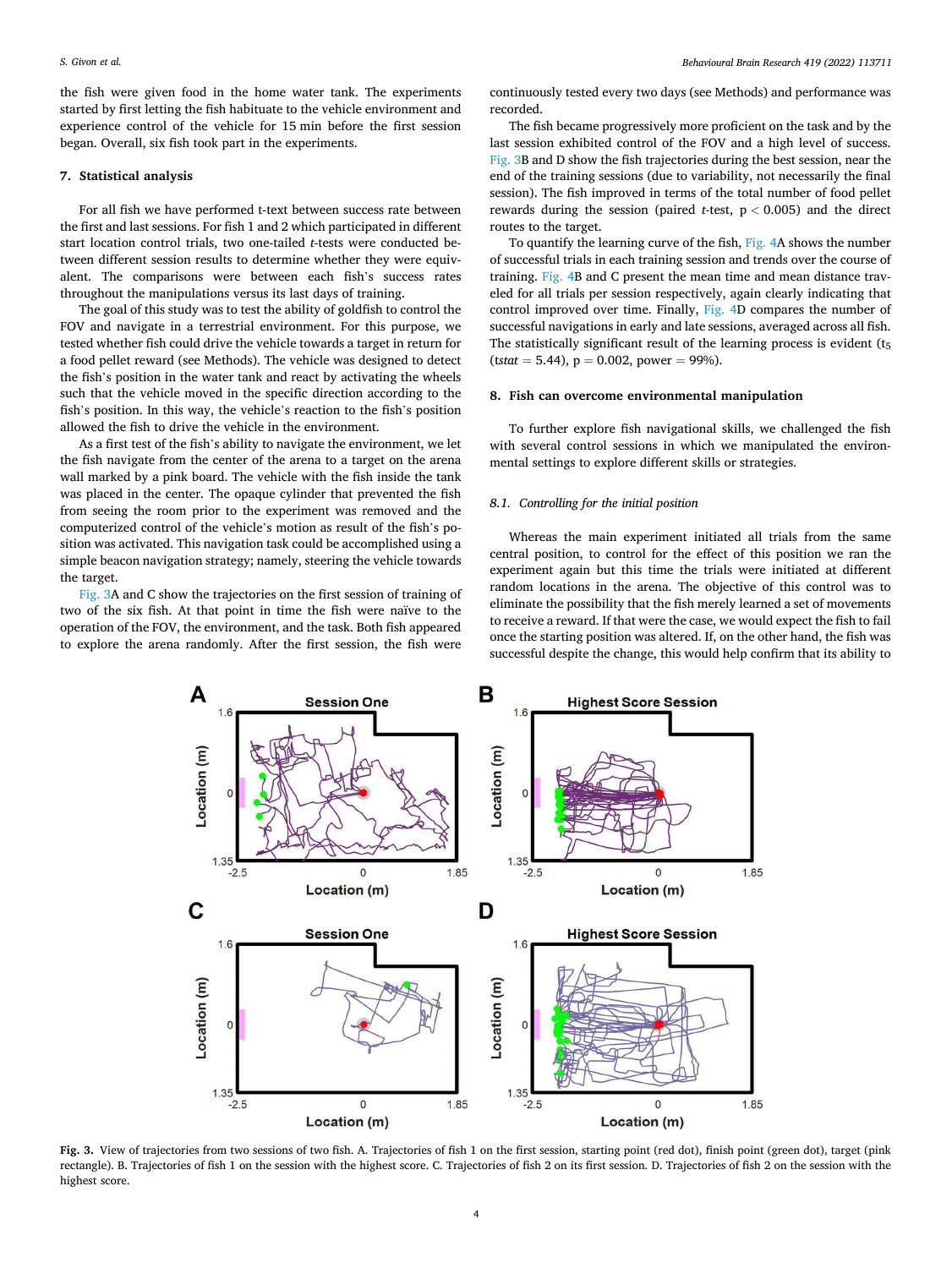the fish were given food in the home water tank. The experiments started by first letting the fish habituate to the vehicle environment and experience control of the vehicle for 15 min before the first session began. Overall, six fish took part in the experiments.

## 7. Statistical analysis

For all fish we have performed t-text between success rate between the first and last sessions. For fish 1 and 2 which participated in different start location control trials, two one-tailed *t*-tests were conducted between different session results to determine whether they were equivalent. The comparisons were between each fish's success rates throughout the manipulations versus its last days of training.

The goal of this study was to test the ability of goldfish to control the FOV and navigate in a terrestrial environment. For this purpose, we tested whether fish could drive the vehicle towards a target in return for a food pellet reward (see Methods). The vehicle was designed to detect the fish's position in the water tank and react by activating the wheels such that the vehicle moved in the specific direction according to the fish's position. In this way, the vehicle's reaction to the fish's position allowed the fish to drive the vehicle in the environment.

As a first test of the fish's ability to navigate the environment, we let the fish navigate from the center of the arena to a target on the arena wall marked by a pink board. The vehicle with the fish inside the tank was placed in the center. The opaque cylinder that prevented the fish from seeing the room prior to the experiment was removed and the computerized control of the vehicle's motion as result of the fish's position was activated. This navigation task could be accomplished using a simple beacon navigation strategy; namely, steering the vehicle towards the target.

Fig. 3A and C show the trajectories on the first session of training of two of the six fish. At that point in time the fish were naïve to the operation of the FOV, the environment, and the task. Both fish appeared to explore the arena randomly. After the first session, the fish were continuously tested every two days (see Methods) and performance was recorded.

The fish became progressively more proficient on the task and by the last session exhibited control of the FOV and a high level of success. Fig. 3B and D show the fish trajectories during the best session, near the end of the training sessions (due to variability, not necessarily the final session). The fish improved in terms of the total number of food pellet rewards during the session (paired *t*-test, $p < 0.005$) and the direct routes to the target.

To quantify the learning curve of the fish, Fig. 4A shows the number of successful trials in each training session and trends over the course of training. Fig. 4B and C present the mean time and mean distance traveled for all trials per session respectively, again clearly indicating that control improved over time. Finally, Fig. 4D compares the number of successful navigations in early and late sessions, averaged across all fish. The statistically significant result of the learning process is evident ($t_5$ (*tstat* = 5.44), p = 0.002, power = 99%).

## 8. Fish can overcome environmental manipulation

To further explore fish navigational skills, we challenged the fish with several control sessions in which we manipulated the environmental settings to explore different skills or strategies.

### 8.1. Controlling for the initial position

Whereas the main experiment initiated all trials from the same central position, to control for the effect of this position we ran the experiment again but this time the trials were initiated at different random locations in the arena. The objective of this control was to eliminate the possibility that the fish merely learned a set of movements to receive a reward. If that were the case, we would expect the fish to fail once the starting position was altered. If, on the other hand, the fish was successful despite the change, this would help confirm that its ability to

**Fig. 3.** View of trajectories from two sessions of two fish. A. Trajectories of fish 1 on the first session, starting point (red dot), finish point (green dot), target (pink rectangle). B. Trajectories of fish 1 on the session with the highest score. C. Trajectories of fish 2 on its first session. D. Trajectories of fish 2 on the session with the highest score.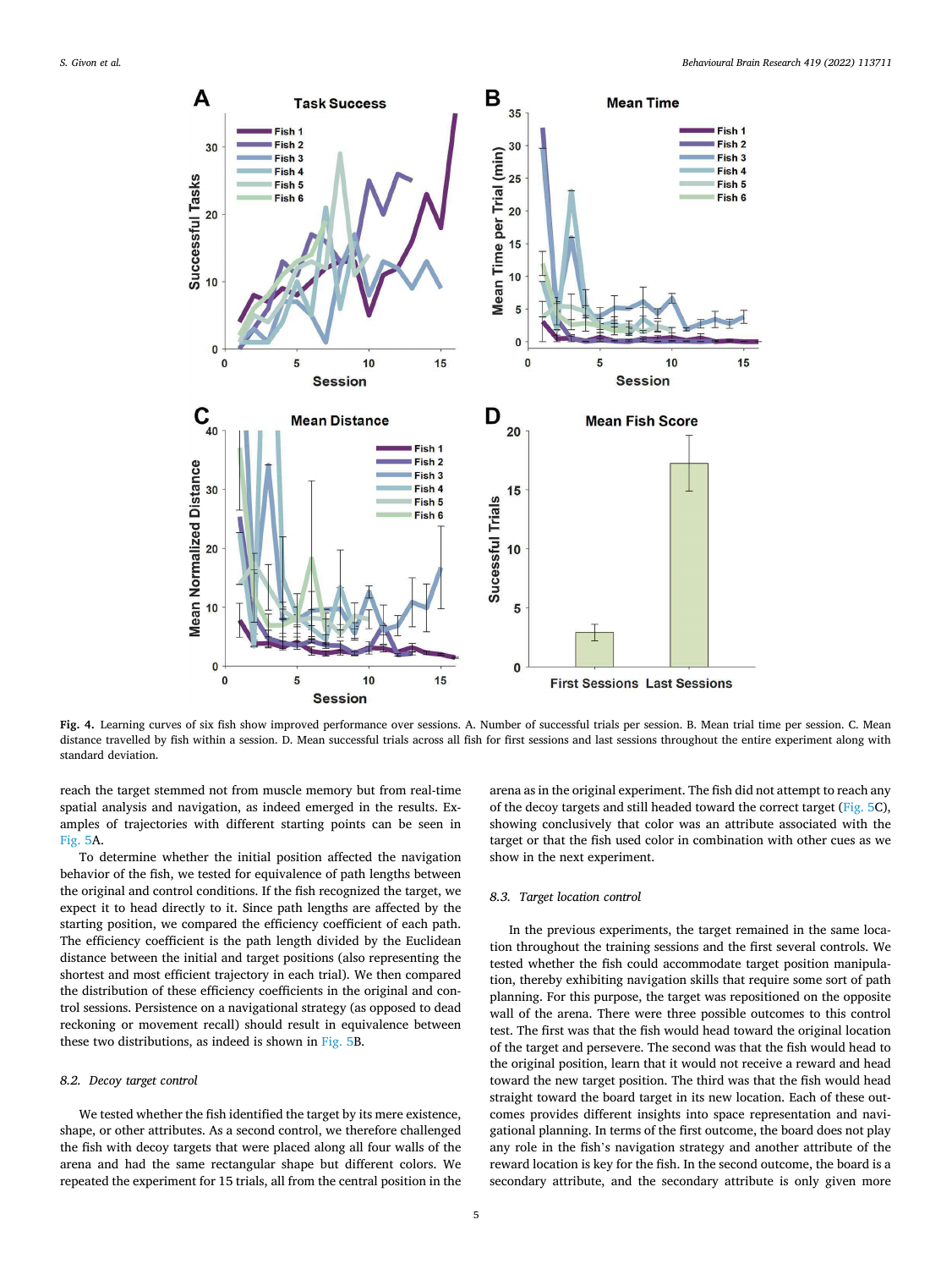**Fig. 4.** Learning curves of six fish show improved performance over sessions. A. Number of successful trials per session. B. Mean trial time per session. C. Mean distance travelled by fish within a session. D. Mean successful trials across all fish for first sessions and last sessions throughout the entire experiment along with standard deviation.

reach the target stemmed not from muscle memory but from real-time spatial analysis and navigation, as indeed emerged in the results. Examples of trajectories with different starting points can be seen in Fig. 5A.

To determine whether the initial position affected the navigation behavior of the fish, we tested for equivalence of path lengths between the original and control conditions. If the fish recognized the target, we expect it to head directly to it. Since path lengths are affected by the starting position, we compared the efficiency coefficient of each path. The efficiency coefficient is the path length divided by the Euclidean distance between the initial and target positions (also representing the shortest and most efficient trajectory in each trial). We then compared the distribution of these efficiency coefficients in the original and control sessions. Persistence on a navigational strategy (as opposed to dead reckoning or movement recall) should result in equivalence between these two distributions, as indeed is shown in Fig. 5B.

### 8.2. Decoy target control

We tested whether the fish identified the target by its mere existence, shape, or other attributes. As a second control, we therefore challenged the fish with decoy targets that were placed along all four walls of the arena and had the same rectangular shape but different colors. We repeated the experiment for 15 trials, all from the central position in the arena as in the original experiment. The fish did not attempt to reach any of the decoy targets and still headed toward the correct target (Fig. 5C), showing conclusively that color was an attribute associated with the target or that the fish used color in combination with other cues as we show in the next experiment.

### 8.3. Target location control

In the previous experiments, the target remained in the same location throughout the training sessions and the first several controls. We tested whether the fish could accommodate target position manipulation, thereby exhibiting navigation skills that require some sort of path planning. For this purpose, the target was repositioned on the opposite wall of the arena. There were three possible outcomes to this control test. The first was that the fish would head toward the original location of the target and persevere. The second was that the fish would head to the original position, learn that it would not receive a reward and head toward the new target position. The third was that the fish would head straight toward the board target in its new location. Each of these outcomes provides different insights into space representation and navigational planning. In terms of the first outcome, the board does not play any role in the fish's navigation strategy and another attribute of the reward location is key for the fish. In the second outcome, the board is a secondary attribute, and the secondary attribute is only given more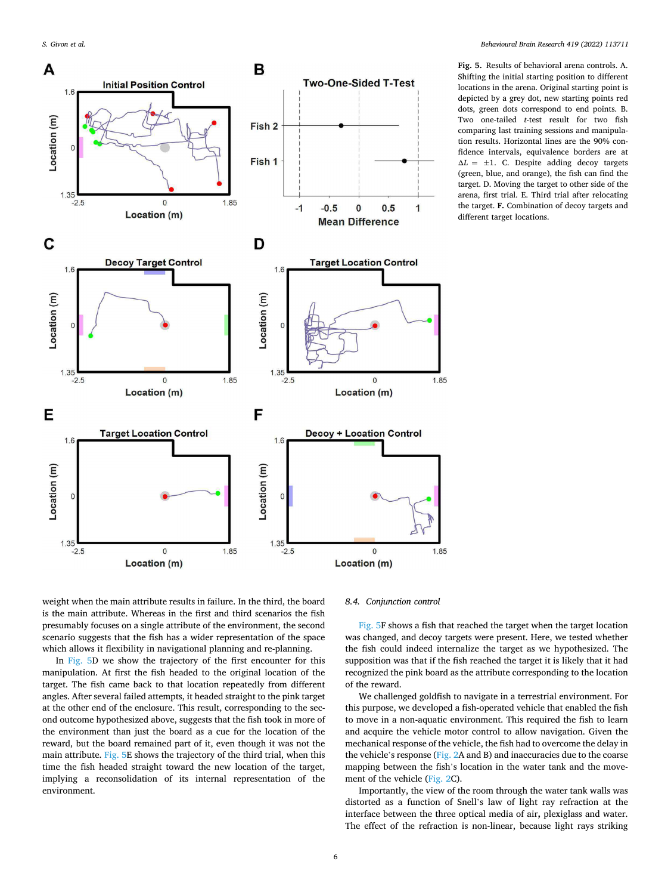**Fig. 5.** Results of behavioral arena controls. A. Shifting the initial starting position to different locations in the arena. Original starting point is depicted by a grey dot, new starting points red dots, green dots correspond to end points. B. Two one-tailed *t*-test result for two fish comparing last training sessions and manipulation results. Horizontal lines are the 90% confidence intervals, equivalence borders are at $\Delta L = \pm 1$. C. Despite adding decoy targets (green, blue, and orange), the fish can find the target. D. Moving the target to other side of the arena, first trial. E. Third trial after relocating the target. **F.** Combination of decoy targets and different target locations.

weight when the main attribute results in failure. In the third, the board is the main attribute. Whereas in the first and third scenarios the fish presumably focuses on a single attribute of the environment, the second scenario suggests that the fish has a wider representation of the space which allows it flexibility in navigational planning and re-planning.

In Fig. 5D we show the trajectory of the first encounter for this manipulation. At first the fish headed to the original location of the target. The fish came back to that location repeatedly from different angles. After several failed attempts, it headed straight to the pink target at the other end of the enclosure. This result, corresponding to the second outcome hypothesized above, suggests that the fish took in more of the environment than just the board as a cue for the location of the reward, but the board remained part of it, even though it was not the main attribute. Fig. 5E shows the trajectory of the third trial, when this time the fish headed straight toward the new location of the target, implying a reconsolidation of its internal representation of the environment.

### 8.4. Conjunction control

Fig. 5F shows a fish that reached the target when the target location was changed, and decoy targets were present. Here, we tested whether the fish could indeed internalize the target as we hypothesized. The supposition was that if the fish reached the target it is likely that it had recognized the pink board as the attribute corresponding to the location of the reward.

We challenged goldfish to navigate in a terrestrial environment. For this purpose, we developed a fish-operated vehicle that enabled the fish to move in a non-aquatic environment. This required the fish to learn and acquire the vehicle motor control to allow navigation. Given the mechanical response of the vehicle, the fish had to overcome the delay in the vehicle's response (Fig. 2A and B) and inaccuracies due to the coarse mapping between the fish's location in the water tank and the movement of the vehicle (Fig. 2C).

Importantly, the view of the room through the water tank walls was distorted as a function of Snell's law of light ray refraction at the interface between the three optical media of air**,** plexiglass and water. The effect of the refraction is non-linear, because light rays striking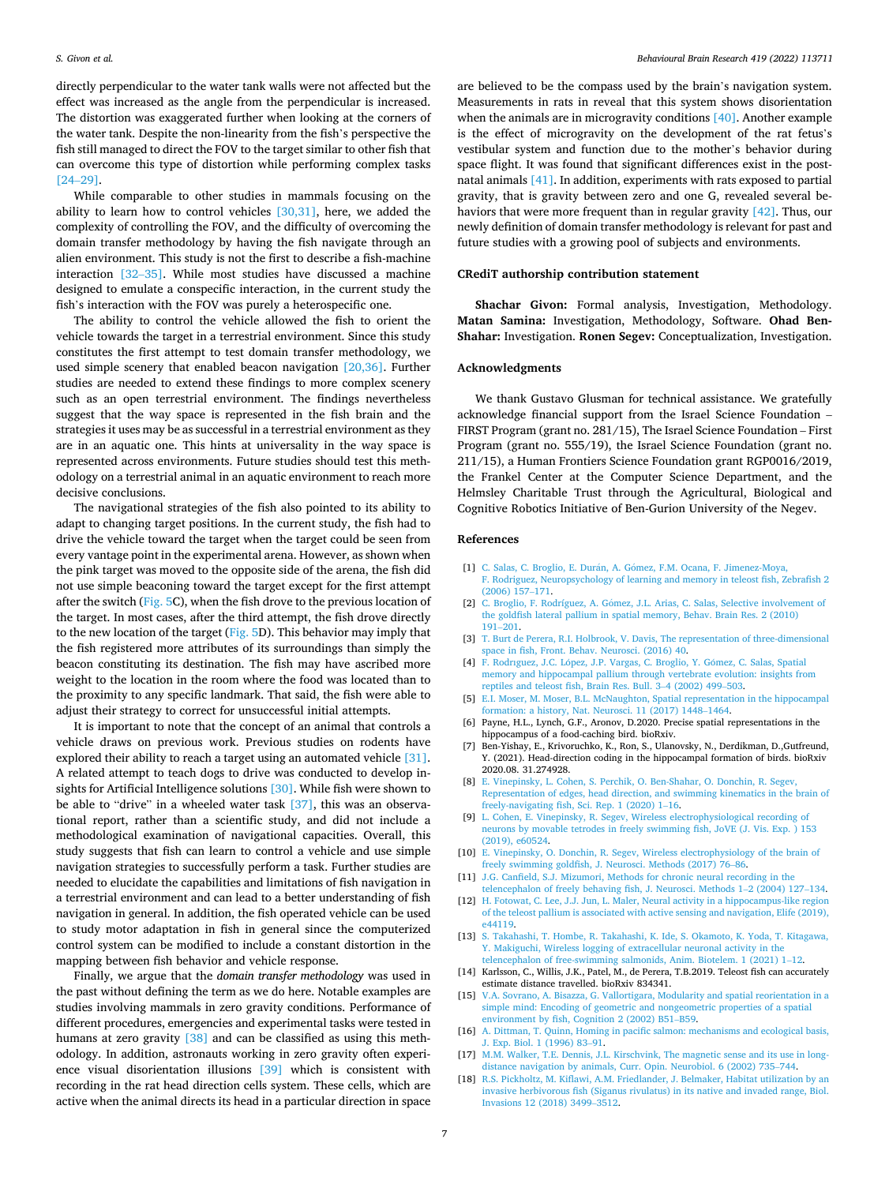directly perpendicular to the water tank walls were not affected but the effect was increased as the angle from the perpendicular is increased. The distortion was exaggerated further when looking at the corners of the water tank. Despite the non-linearity from the fish's perspective the fish still managed to direct the FOV to the target similar to other fish that can overcome this type of distortion while performing complex tasks [24–29].

While comparable to other studies in mammals focusing on the ability to learn how to control vehicles [30,31], here, we added the complexity of controlling the FOV, and the difficulty of overcoming the domain transfer methodology by having the fish navigate through an alien environment. This study is not the first to describe a fish-machine interaction [32–35]. While most studies have discussed a machine designed to emulate a conspecific interaction, in the current study the fish's interaction with the FOV was purely a heterospecific one.

The ability to control the vehicle allowed the fish to orient the vehicle towards the target in a terrestrial environment. Since this study constitutes the first attempt to test domain transfer methodology, we used simple scenery that enabled beacon navigation [20,36]. Further studies are needed to extend these findings to more complex scenery such as an open terrestrial environment. The findings nevertheless suggest that the way space is represented in the fish brain and the strategies it uses may be as successful in a terrestrial environment as they are in an aquatic one. This hints at universality in the way space is represented across environments. Future studies should test this methodology on a terrestrial animal in an aquatic environment to reach more decisive conclusions.

The navigational strategies of the fish also pointed to its ability to adapt to changing target positions. In the current study, the fish had to drive the vehicle toward the target when the target could be seen from every vantage point in the experimental arena. However, as shown when the pink target was moved to the opposite side of the arena, the fish did not use simple beaconing toward the target except for the first attempt after the switch (Fig. 5C), when the fish drove to the previous location of the target. In most cases, after the third attempt, the fish drove directly to the new location of the target (Fig. 5D). This behavior may imply that the fish registered more attributes of its surroundings than simply the beacon constituting its destination. The fish may have ascribed more weight to the location in the room where the food was located than to the proximity to any specific landmark. That said, the fish were able to adjust their strategy to correct for unsuccessful initial attempts.

It is important to note that the concept of an animal that controls a vehicle draws on previous work. Previous studies on rodents have explored their ability to reach a target using an automated vehicle [31]. A related attempt to teach dogs to drive was conducted to develop insights for Artificial Intelligence solutions [30]. While fish were shown to be able to "drive" in a wheeled water task [37], this was an observational report, rather than a scientific study, and did not include a methodological examination of navigational capacities. Overall, this study suggests that fish can learn to control a vehicle and use simple navigation strategies to successfully perform a task. Further studies are needed to elucidate the capabilities and limitations of fish navigation in a terrestrial environment and can lead to a better understanding of fish navigation in general. In addition, the fish operated vehicle can be used to study motor adaptation in fish in general since the computerized control system can be modified to include a constant distortion in the mapping between fish behavior and vehicle response.

Finally, we argue that the *domain transfer methodology* was used in the past without defining the term as we do here. Notable examples are studies involving mammals in zero gravity conditions. Performance of different procedures, emergencies and experimental tasks were tested in humans at zero gravity [38] and can be classified as using this methodology. In addition, astronauts working in zero gravity often experience visual disorientation illusions [39] which is consistent with recording in the rat head direction cells system. These cells, which are active when the animal directs its head in a particular direction in space are believed to be the compass used by the brain's navigation system. Measurements in rats in reveal that this system shows disorientation when the animals are in microgravity conditions [40]. Another example is the effect of microgravity on the development of the rat fetus's vestibular system and function due to the mother's behavior during space flight. It was found that significant differences exist in the post-natal animals [41]. In addition, experiments with rats exposed to partial gravity, that is gravity between zero and one G, revealed several behaviors that were more frequent than in regular gravity [42]. Thus, our newly definition of domain transfer methodology is relevant for past and future studies with a growing pool of subjects and environments.

## CRediT authorship contribution statement

**Shachar Givon:** Formal analysis, Investigation, Methodology. **Matan Samina:** Investigation, Methodology, Software. **Ohad Ben-Shahar:** Investigation. **Ronen Segev:** Conceptualization, Investigation.

## Acknowledgments

We thank Gustavo Glusman for technical assistance. We gratefully acknowledge financial support from the Israel Science Foundation – FIRST Program (grant no. 281/15), The Israel Science Foundation – First Program (grant no. 555/19), the Israel Science Foundation (grant no. 211/15), a Human Frontiers Science Foundation grant RGP0016/2019, the Frankel Center at the Computer Science Department, and the Helmsley Charitable Trust through the Agricultural, Biological and Cognitive Robotics Initiative of Ben-Gurion University of the Negev.

## References

[1] C. Salas, C. Broglio, E. Durán, A. Gómez, F.M. Ocana, F. Jimenez-Moya, F. Rodríguez, Neuropsychology of learning and memory in teleost fish, Zebrafish 2 (2006) 157–171.

[2] C. Broglio, F. Rodríguez, A. Gómez, J.L. Arias, C. Salas, Selective involvement of the goldfish lateral pallium in spatial memory, Behav. Brain Res. 2 (2010) 191–201.

[3] T. Burt de Perera, R.I. Holbrook, V. Davis, The representation of three-dimensional space in fish, Front. Behav. Neurosci. (2016) 40.

[4] F. Rodrıguez, J.C. López, J.P. Vargas, C. Broglio, Y. Gómez, C. Salas, Spatial memory and hippocampal pallium through vertebrate evolution: insights from reptiles and teleost fish, Brain Res. Bull. 3–4 (2002) 499–503.

[5] E.I. Moser, M. Moser, B.L. McNaughton, Spatial representation in the hippocampal formation: a history, Nat. Neurosci. 11 (2017) 1448–1464.

[6] Payne, H.L., Lynch, G.F., Aronov, D.2020. Precise spatial representations in the hippocampus of a food-caching bird. bioRxiv.

[7] Ben-Yishay, E., Krivoruchko, K., Ron, S., Ulanovsky, N., Derdikman, D.,Gutfreund, Y. (2021). Head-direction coding in the hippocampal formation of birds. bioRxiv 2020.08. 31.274928.

[8] E. Vinepinsky, L. Cohen, S. Perchik, O. Ben-Shahar, O. Donchin, R. Segev, Representation of edges, head direction, and swimming kinematics in the brain of freely-navigating fish, Sci. Rep. 1 (2020) 1–16.

[9] L. Cohen, E. Vinepinsky, R. Segev, Wireless electrophysiological recording of neurons by movable tetrodes in freely swimming fish, JoVE (J. Vis. Exp. ) 153 (2019), e60524.

[10] E. Vinepinsky, O. Donchin, R. Segev, Wireless electrophysiology of the brain of freely swimming goldfish, J. Neurosci. Methods (2017) 76–86.

[11] J.G. Canfield, S.J. Mizumori, Methods for chronic neural recording in the telencephalon of freely behaving fish, J. Neurosci. Methods 1–2 (2004) 127–134.

[12] H. Fotowat, C. Lee, J.J. Jun, L. Maler, Neural activity in a hippocampus-like region of the teleost pallium is associated with active sensing and navigation, Elife (2019), e44119.

[13] S. Takahashi, T. Hombe, R. Takahashi, K. Ide, S. Okamoto, K. Yoda, T. Kitagawa, Y. Makiguchi, Wireless logging of extracellular neuronal activity in the telencephalon of free-swimming salmonids, Anim. Biotelem. 1 (2021) 1–12.

[14] Karlsson, C., Willis, J.K., Patel, M., de Perera, T.B.2019. Teleost fish can accurately estimate distance travelled. bioRxiv 834341.

[15] V.A. Sovrano, A. Bisazza, G. Vallortigara, Modularity and spatial reorientation in a simple mind: Encoding of geometric and nongeometric properties of a spatial environment by fish, Cognition 2 (2002) B51–B59.

[16] A. Dittman, T. Quinn, Homing in pacific salmon: mechanisms and ecological basis, J. Exp. Biol. 1 (1996) 83–91.

[17] M.M. Walker, T.E. Dennis, J.L. Kirschvink, The magnetic sense and its use in long-distance navigation by animals, Curr. Opin. Neurobiol. 6 (2002) 735–744.

[18] R.S. Pickholtz, M. Kiflawi, A.M. Friedlander, J. Belmaker, Habitat utilization by an invasive herbivorous fish (Siganus rivulatus) in its native and invaded range, Biol. Invasions 12 (2018) 3499–3512.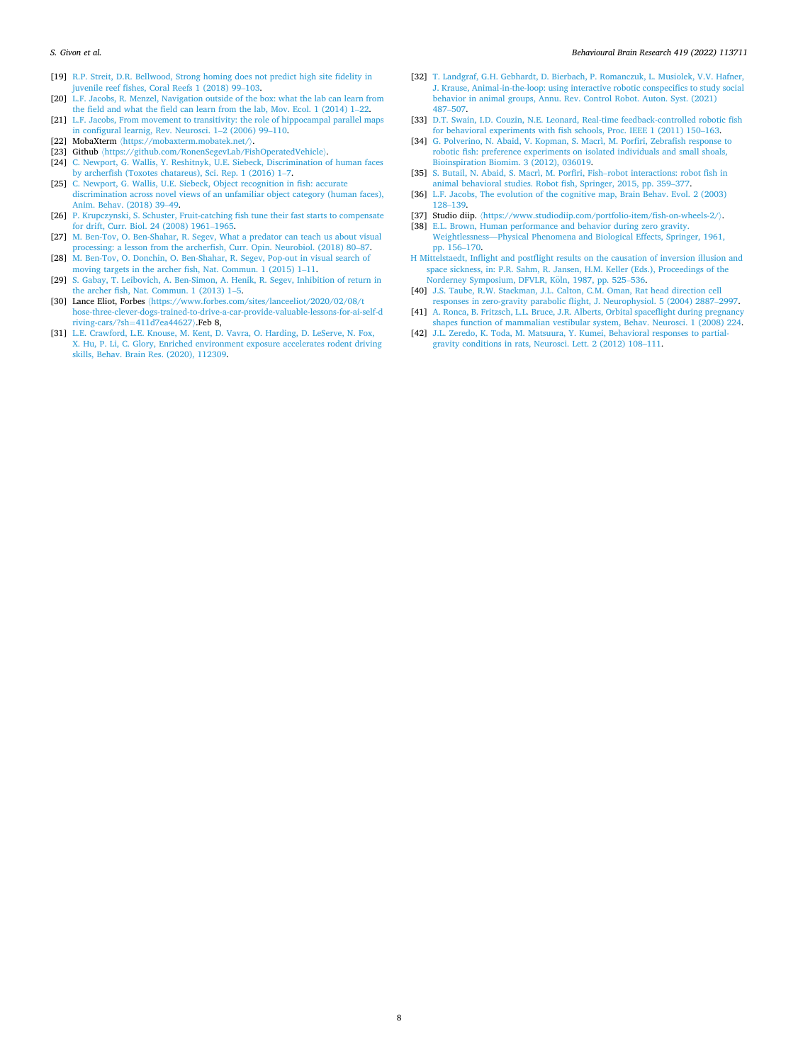[19] R.P. Streit, D.R. Bellwood, Strong homing does not predict high site fidelity in juvenile reef fishes, Coral Reefs 1 (2018) 99–103.

[20] L.F. Jacobs, R. Menzel, Navigation outside of the box: what the lab can learn from the field and what the field can learn from the lab, Mov. Ecol. 1 (2014) 1–22.

[21] L.F. Jacobs, From movement to transitivity: the role of hippocampal parallel maps in configural learnig, Rev. Neurosci. 1–2 (2006) 99–110.

[22] MobaXterm ⟨https://mobaxterm.mobatek.net/⟩.

[23] Github ⟨https://github.com/RonenSegevLab/FishOperatedVehicle⟩.

[24] C. Newport, G. Wallis, Y. Reshitnyk, U.E. Siebeck, Discrimination of human faces by archerfish (Toxotes chatareus), Sci. Rep. 1 (2016) 1–7.

[25] C. Newport, G. Wallis, U.E. Siebeck, Object recognition in fish: accurate discrimination across novel views of an unfamiliar object category (human faces), Anim. Behav. (2018) 39–49.

[26] P. Krupczynski, S. Schuster, Fruit-catching fish tune their fast starts to compensate for drift, Curr. Biol. 24 (2008) 1961–1965.

[27] M. Ben-Tov, O. Ben-Shahar, R. Segev, What a predator can teach us about visual processing: a lesson from the archerfish, Curr. Opin. Neurobiol. (2018) 80–87.

[28] M. Ben-Tov, O. Donchin, O. Ben-Shahar, R. Segev, Pop-out in visual search of moving targets in the archer fish, Nat. Commun. 1 (2015) 1–11.

[29] S. Gabay, T. Leibovich, A. Ben-Simon, A. Henik, R. Segev, Inhibition of return in the archer fish, Nat. Commun. 1 (2013) 1–5.

[30] Lance Eliot, Forbes ⟨https://www.forbes.com/sites/lanceeliot/2020/02/08/those-three-clever-dogs-trained-to-drive-a-car-provide-valuable-lessons-for-ai-self-driving-cars/?sh=411d7ea44627⟩.Feb 8,

[31] L.E. Crawford, L.E. Knouse, M. Kent, D. Vavra, O. Harding, D. LeServe, N. Fox, X. Hu, P. Li, C. Glory, Enriched environment exposure accelerates rodent driving skills, Behav. Brain Res. (2020), 112309.

[32] T. Landgraf, G.H. Gebhardt, D. Bierbach, P. Romanczuk, L. Musiolek, V.V. Hafner, J. Krause, Animal-in-the-loop: using interactive robotic conspecifics to study social behavior in animal groups, Annu. Rev. Control Robot. Auton. Syst. (2021) 487–507.

[33] D.T. Swain, I.D. Couzin, N.E. Leonard, Real-time feedback-controlled robotic fish for behavioral experiments with fish schools, Proc. IEEE 1 (2011) 150–163.

[34] G. Polverino, N. Abaid, V. Kopman, S. Macrì, M. Porfiri, Zebrafish response to robotic fish: preference experiments on isolated individuals and small shoals, Bioinspiration Biomim. 3 (2012), 036019.

[35] S. Butail, N. Abaid, S. Macrì, M. Porfiri, Fish–robot interactions: robot fish in animal behavioral studies. Robot fish, Springer, 2015, pp. 359–377.

[36] L.F. Jacobs, The evolution of the cognitive map, Brain Behav. Evol. 2 (2003) 128–139.

[37] Studio diip. ⟨https://www.studiodiip.com/portfolio-item/fish-on-wheels-2/⟩.

[38] E.L. Brown, Human performance and behavior during zero gravity. Weightlessness—Physical Phenomena and Biological Effects, Springer, 1961, pp. 156–170.

H Mittelstaedt, Inflight and postflight results on the causation of inversion illusion and space sickness, in: P.R. Sahm, R. Jansen, H.M. Keller (Eds.), Proceedings of the Norderney Symposium, DFVLR, Köln, 1987, pp. 525–536.

[40] J.S. Taube, R.W. Stackman, J.L. Calton, C.M. Oman, Rat head direction cell responses in zero-gravity parabolic flight, J. Neurophysiol. 5 (2004) 2887–2997.

[41] A. Ronca, B. Fritzsch, L.L. Bruce, J.R. Alberts, Orbital spaceflight during pregnancy shapes function of mammalian vestibular system, Behav. Neurosci. 1 (2008) 224.

[42] J.L. Zeredo, K. Toda, M. Matsuura, Y. Kumei, Behavioral responses to partial-gravity conditions in rats, Neurosci. Lett. 2 (2012) 108–111.